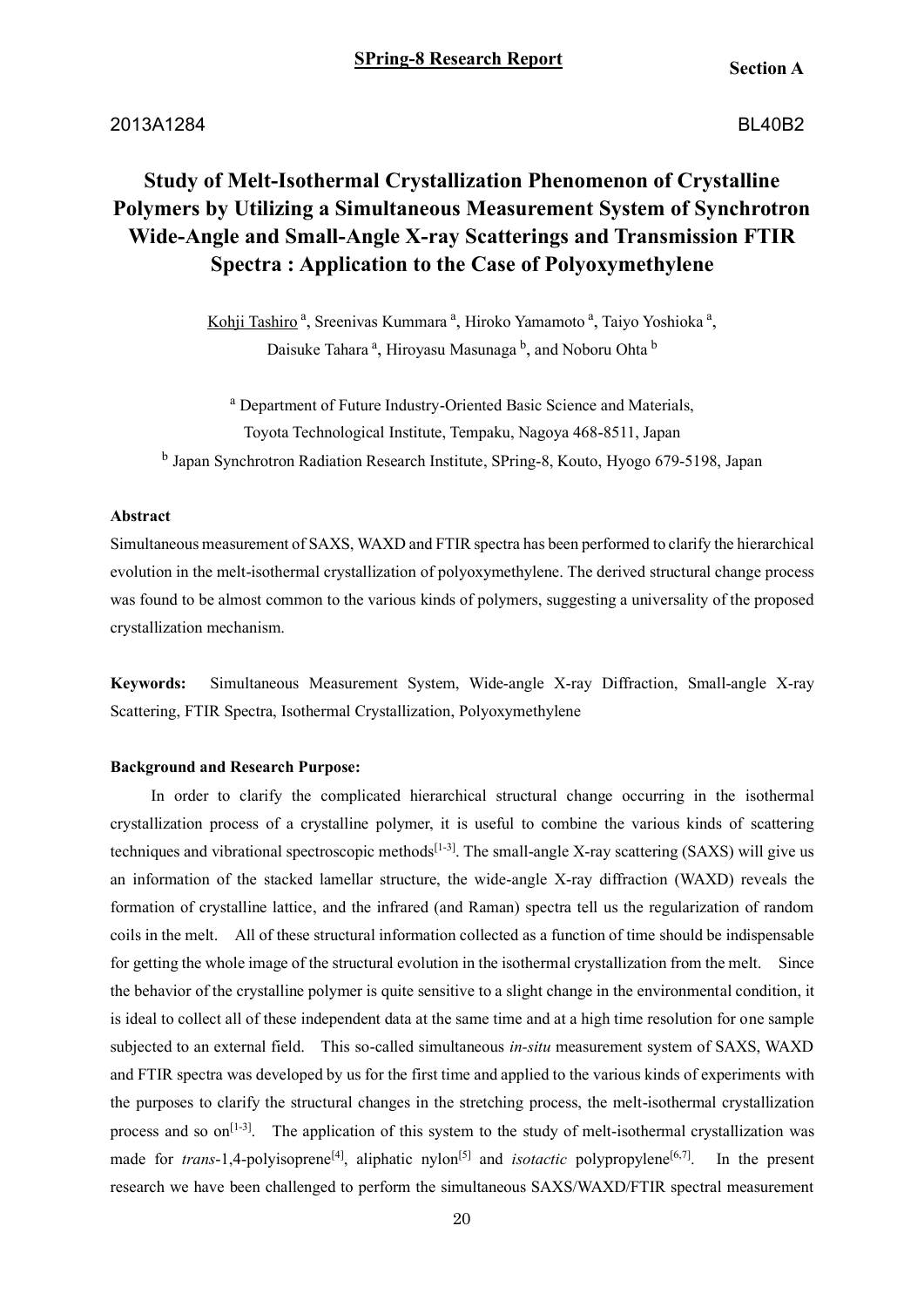**SPring-8 Research Report** **Section A**

2013A1284 BL40B2

# Study of Melt-Isothermal Crystallization Phenomenon of Crystalline Polymers by Utilizing a Simultaneous Measurement System of Synchrotron Wide-Angle and Small-Angle X-ray Scatterings and Transmission FTIR Spectra : Application to the Case of Polyoxymethylene

Kohji Tashiro [a], Sreenivas Kummara [a], Hiroko Yamamoto [a], Taiyo Yoshioka [a], Daisuke Tahara [a], Hiroyasu Masunaga [b], and Noboru Ohta [b]

[a] Department of Future Industry-Oriented Basic Science and Materials, Toyota Technological Institute, Tempaku, Nagoya 468-8511, Japan

[b] Japan Synchrotron Radiation Research Institute, SPring-8, Kouto, Hyogo 679-5198, Japan

### Abstract

Simultaneous measurement of SAXS, WAXD and FTIR spectra has been performed to clarify the hierarchical evolution in the melt-isothermal crystallization of polyoxymethylene. The derived structural change process was found to be almost common to the various kinds of polymers, suggesting a universality of the proposed crystallization mechanism.

**Keywords:** Simultaneous Measurement System, Wide-angle X-ray Diffraction, Small-angle X-ray Scattering, FTIR Spectra, Isothermal Crystallization, Polyoxymethylene

### Background and Research Purpose:

In order to clarify the complicated hierarchical structural change occurring in the isothermal crystallization process of a crystalline polymer, it is useful to combine the various kinds of scattering techniques and vibrational spectroscopic methods[1-3]. The small-angle X-ray scattering (SAXS) will give us an information of the stacked lamellar structure, the wide-angle X-ray diffraction (WAXD) reveals the formation of crystalline lattice, and the infrared (and Raman) spectra tell us the regularization of random coils in the melt. All of these structural information collected as a function of time should be indispensable for getting the whole image of the structural evolution in the isothermal crystallization from the melt. Since the behavior of the crystalline polymer is quite sensitive to a slight change in the environmental condition, it is ideal to collect all of these independent data at the same time and at a high time resolution for one sample subjected to an external field. This so-called simultaneous *in-situ* measurement system of SAXS, WAXD and FTIR spectra was developed by us for the first time and applied to the various kinds of experiments with the purposes to clarify the structural changes in the stretching process, the melt-isothermal crystallization process and so on[1-3]. The application of this system to the study of melt-isothermal crystallization was made for *trans*-1,4-polyisoprene[4], aliphatic nylon[5] and *isotactic* polypropylene[6,7]. In the present research we have been challenged to perform the simultaneous SAXS/WAXD/FTIR spectral measurement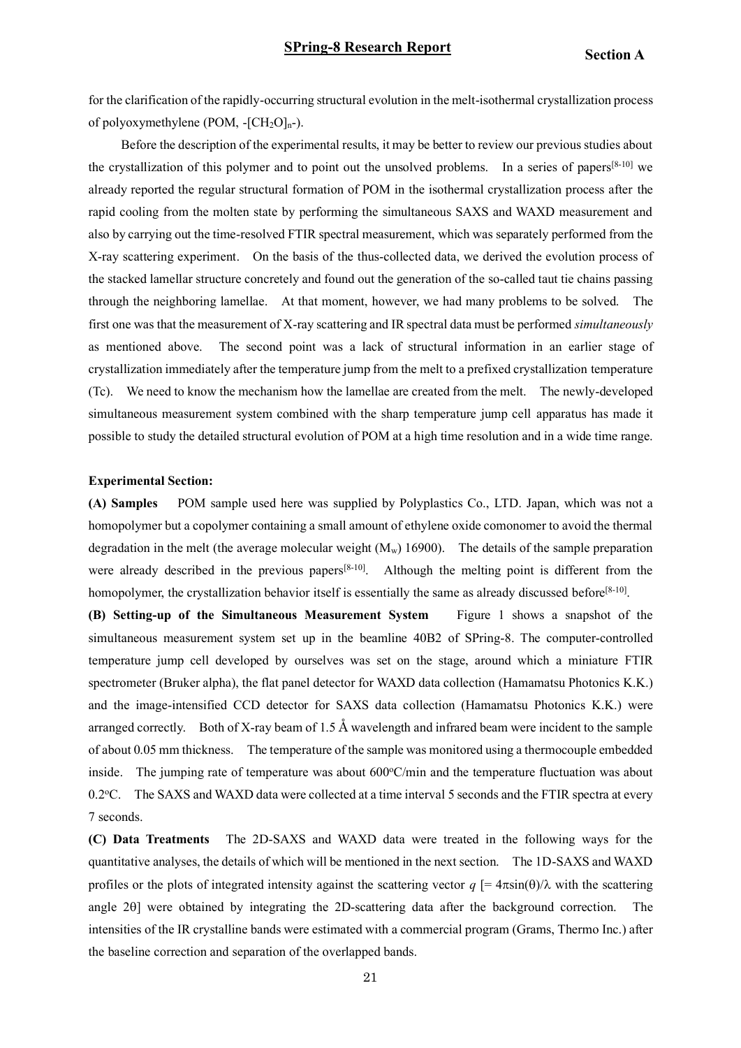for the clarification of the rapidly-occurring structural evolution in the melt-isothermal crystallization process of polyoxymethylene (POM, -[$CH_2O$]$_n$-).

Before the description of the experimental results, it may be better to review our previous studies about the crystallization of this polymer and to point out the unsolved problems. In a series of papers[8-10] we already reported the regular structural formation of POM in the isothermal crystallization process after the rapid cooling from the molten state by performing the simultaneous SAXS and WAXD measurement and also by carrying out the time-resolved FTIR spectral measurement, which was separately performed from the X-ray scattering experiment. On the basis of the thus-collected data, we derived the evolution process of the stacked lamellar structure concretely and found out the generation of the so-called taut tie chains passing through the neighboring lamellae. At that moment, however, we had many problems to be solved. The first one was that the measurement of X-ray scattering and IR spectral data must be performed *simultaneously* as mentioned above. The second point was a lack of structural information in an earlier stage of crystallization immediately after the temperature jump from the melt to a prefixed crystallization temperature (Tc). We need to know the mechanism how the lamellae are created from the melt. The newly-developed simultaneous measurement system combined with the sharp temperature jump cell apparatus has made it possible to study the detailed structural evolution of POM at a high time resolution and in a wide time range.

**Experimental Section:**

**(A) Samples** POM sample used here was supplied by Polyplastics Co., LTD. Japan, which was not a homopolymer but a copolymer containing a small amount of ethylene oxide comonomer to avoid the thermal degradation in the melt (the average molecular weight ($M_w$) 16900). The details of the sample preparation were already described in the previous papers[8-10]. Although the melting point is different from the homopolymer, the crystallization behavior itself is essentially the same as already discussed before[8-10].

**(B) Setting-up of the Simultaneous Measurement System** Figure 1 shows a snapshot of the simultaneous measurement system set up in the beamline 40B2 of SPring-8. The computer-controlled temperature jump cell developed by ourselves was set on the stage, around which a miniature FTIR spectrometer (Bruker alpha), the flat panel detector for WAXD data collection (Hamamatsu Photonics K.K.) and the image-intensified CCD detector for SAXS data collection (Hamamatsu Photonics K.K.) were arranged correctly. Both of X-ray beam of 1.5 Å wavelength and infrared beam were incident to the sample of about 0.05 mm thickness. The temperature of the sample was monitored using a thermocouple embedded inside. The jumping rate of temperature was about 600°C/min and the temperature fluctuation was about 0.2°C. The SAXS and WAXD data were collected at a time interval 5 seconds and the FTIR spectra at every 7 seconds.

**(C) Data Treatments** The 2D-SAXS and WAXD data were treated in the following ways for the quantitative analyses, the details of which will be mentioned in the next section. The 1D-SAXS and WAXD profiles or the plots of integrated intensity against the scattering vector $q$ [$= 4\pi\sin(\theta)/\lambda$ with the scattering angle $2\theta$] were obtained by integrating the 2D-scattering data after the background correction. The intensities of the IR crystalline bands were estimated with a commercial program (Grams, Thermo Inc.) after the baseline correction and separation of the overlapped bands.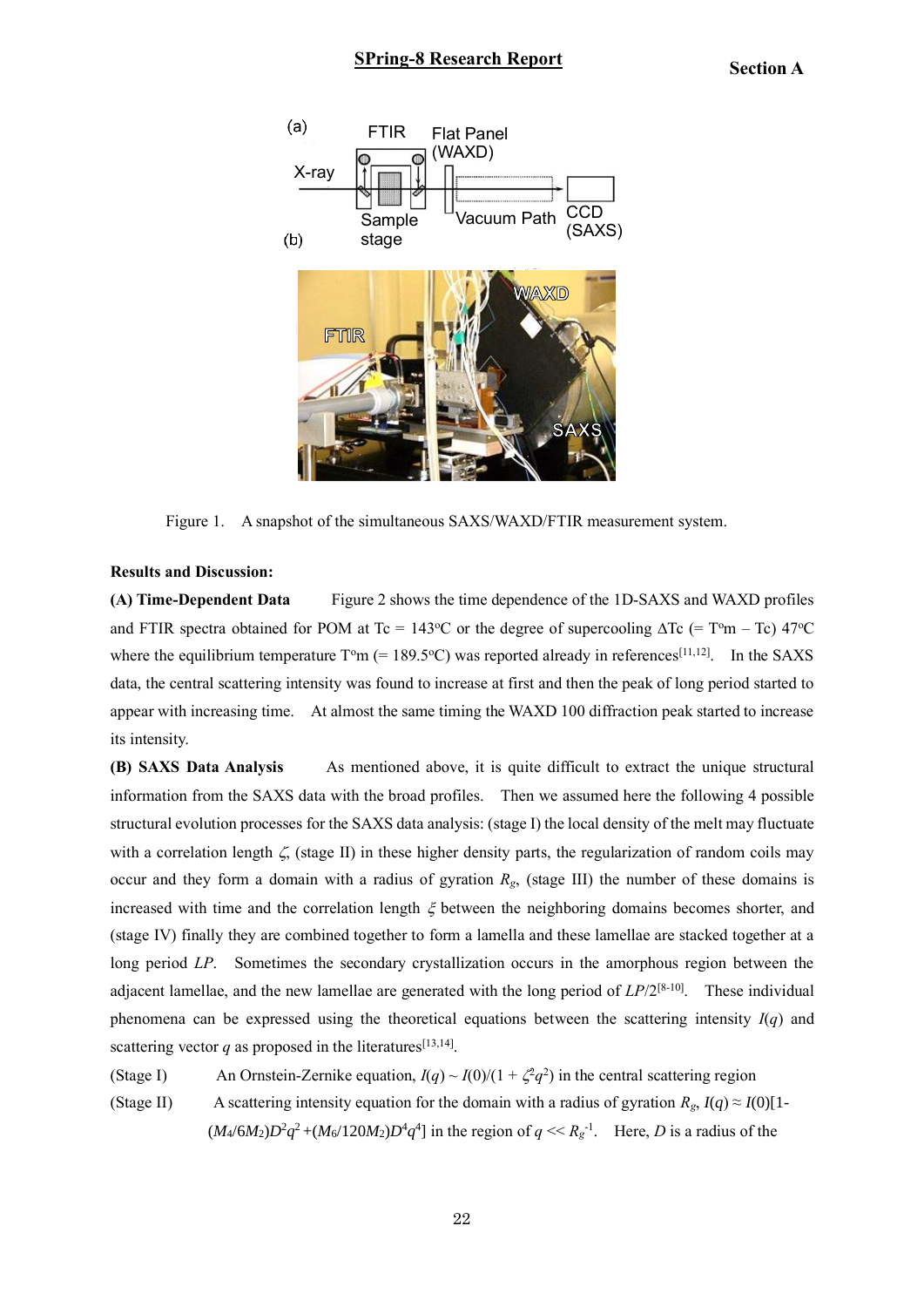Figure 1. A snapshot of the simultaneous SAXS/WAXD/FTIR measurement system.

**Results and Discussion:**

**(A) Time-Dependent Data** Figure 2 shows the time dependence of the 1D-SAXS and WAXD profiles and FTIR spectra obtained for POM at Tc = 143°C or the degree of supercooling ΔTc (= T°m – Tc) 47°C where the equilibrium temperature T°m (= 189.5°C) was reported already in references[11,12]. In the SAXS data, the central scattering intensity was found to increase at first and then the peak of long period started to appear with increasing time. At almost the same timing the WAXD 100 diffraction peak started to increase its intensity.

**(B) SAXS Data Analysis** As mentioned above, it is quite difficult to extract the unique structural information from the SAXS data with the broad profiles. Then we assumed here the following 4 possible structural evolution processes for the SAXS data analysis: (stage I) the local density of the melt may fluctuate with a correlation length $\zeta$, (stage II) in these higher density parts, the regularization of random coils may occur and they form a domain with a radius of gyration $R_g$, (stage III) the number of these domains is increased with time and the correlation length $\xi$ between the neighboring domains becomes shorter, and (stage IV) finally they are combined together to form a lamella and these lamellae are stacked together at a long period *LP*. Sometimes the secondary crystallization occurs in the amorphous region between the adjacent lamellae, and the new lamellae are generated with the long period of *LP*/2[8-10]. These individual phenomena can be expressed using the theoretical equations between the scattering intensity $I(q)$ and scattering vector $q$ as proposed in the literatures[13,14].

(Stage I) An Ornstein-Zernike equation, $I(q) \sim I(0)/(1 + \zeta^2 q^2)$ in the central scattering region

(Stage II) A scattering intensity equation for the domain with a radius of gyration $R_g$, $I(q) \approx I(0)[1-(M_4/6M_2)D^2q^2 + (M_6/120M_2)D^4q^4]$ in the region of $q << R_g^{-1}$. Here, $D$ is a radius of the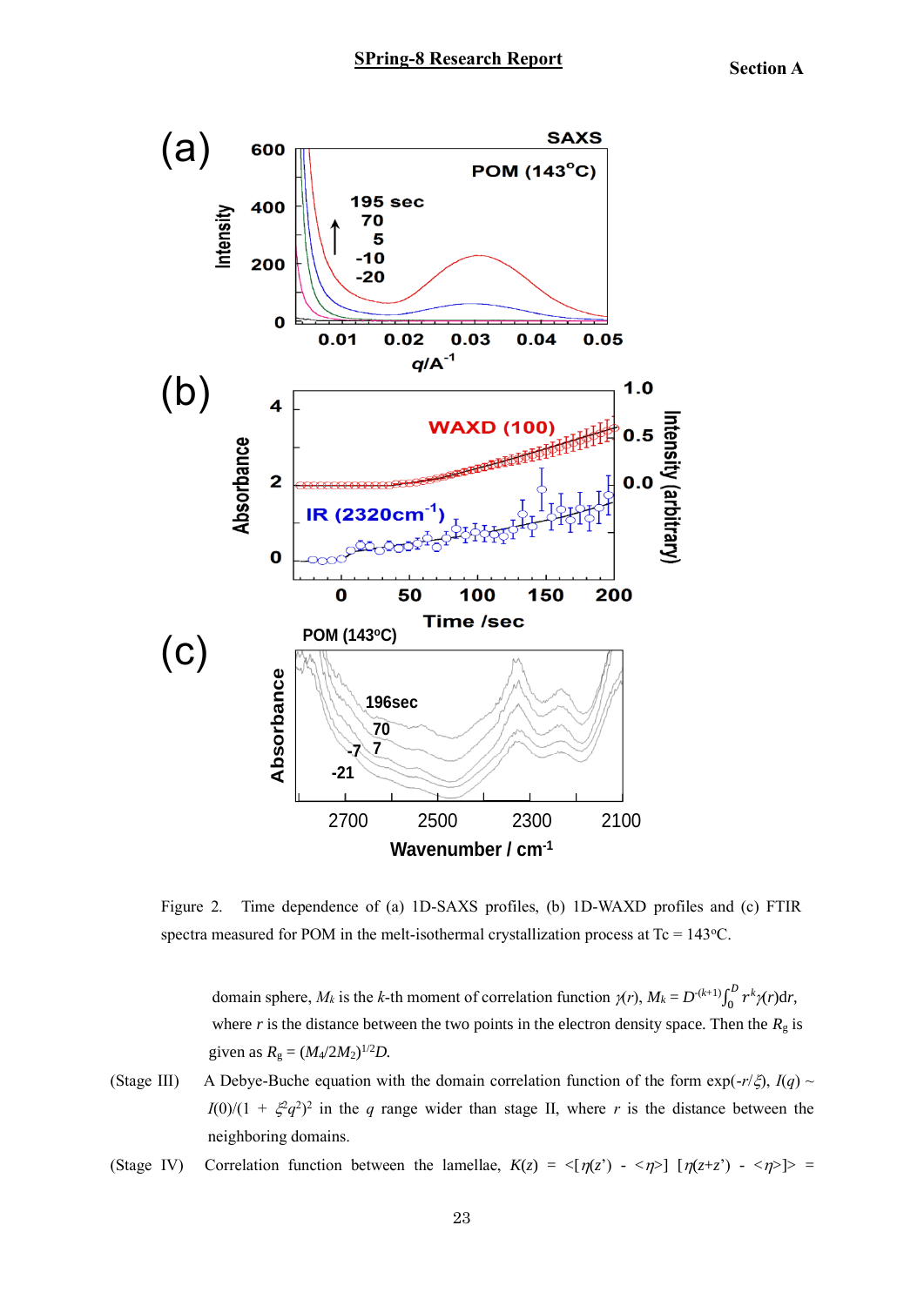Figure 2. Time dependence of (a) 1D-SAXS profiles, (b) 1D-WAXD profiles and (c) FTIR spectra measured for POM in the melt-isothermal crystallization process at Tc = 143°C.

domain sphere, $M_k$ is the $k$-th moment of correlation function $\gamma(r)$, $M_k = D^{-(k+1)}\int_0^D r^k\gamma(r)\mathrm{d}r$, where $r$ is the distance between the two points in the electron density space. Then the $R_g$ is given as $R_g = (M_4/2M_2)^{1/2}D$.

(Stage III) A Debye-Buche equation with the domain correlation function of the form $\exp(-r/\xi)$, $I(q) \sim I(0)/(1 + \xi^2q^2)^2$ in the $q$ range wider than stage II, where $r$ is the distance between the neighboring domains.

(Stage IV) Correlation function between the lamellae, $K(z) = \langle[\eta(z') - \langle\eta\rangle]\ [\eta(z+z') - \langle\eta\rangle]\rangle =$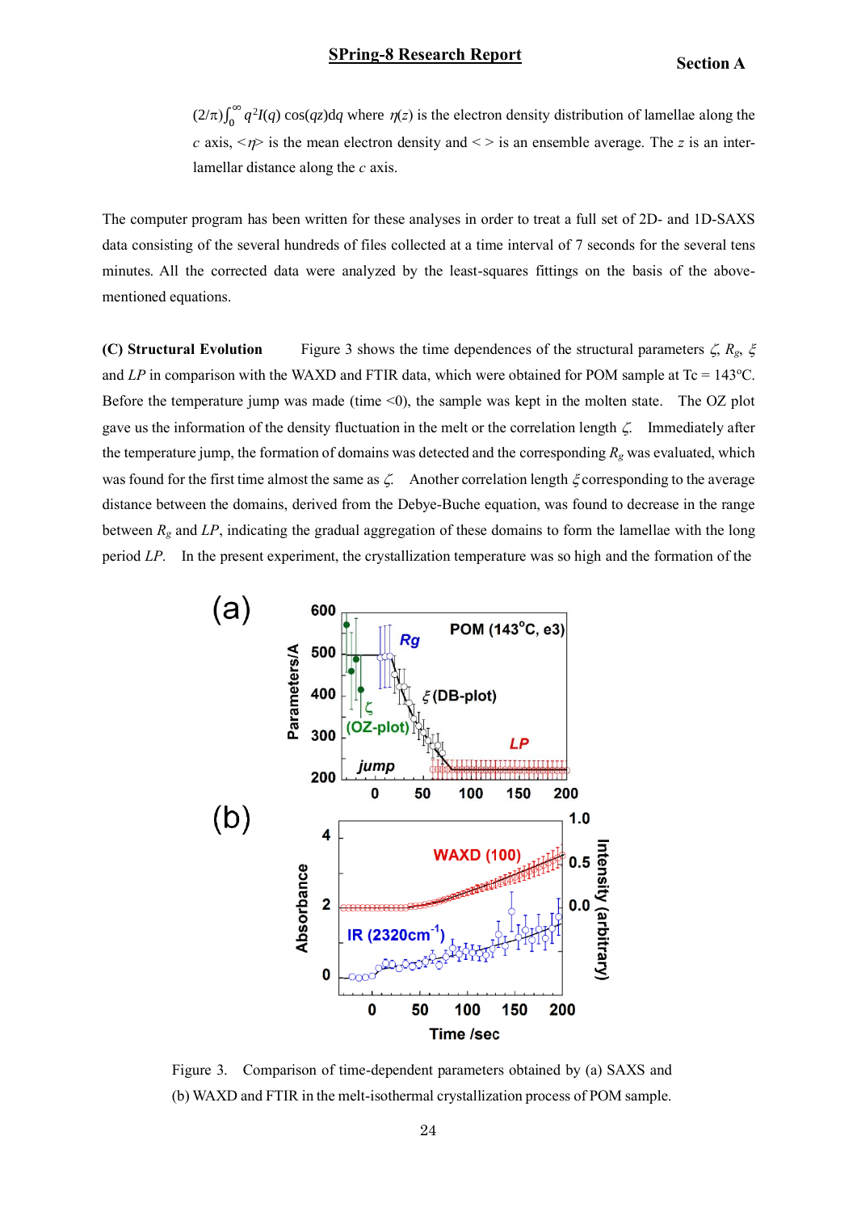$(2/\pi)\int_0^\infty q^2 I(q)\cos(qz)dq$ where $\eta(z)$ is the electron density distribution of lamellae along the $c$ axis, $<\eta>$ is the mean electron density and < > is an ensemble average. The $z$ is an inter-lamellar distance along the $c$ axis.

The computer program has been written for these analyses in order to treat a full set of 2D- and 1D-SAXS data consisting of the several hundreds of files collected at a time interval of 7 seconds for the several tens minutes. All the corrected data were analyzed by the least-squares fittings on the basis of the above-mentioned equations.

**(C) Structural Evolution** Figure 3 shows the time dependences of the structural parameters $\zeta$, $R_g$, $\xi$ and $LP$ in comparison with the WAXD and FTIR data, which were obtained for POM sample at Tc = 143°C. Before the temperature jump was made (time <0), the sample was kept in the molten state. The OZ plot gave us the information of the density fluctuation in the melt or the correlation length $\zeta$. Immediately after the temperature jump, the formation of domains was detected and the corresponding $R_g$ was evaluated, which was found for the first time almost the same as $\zeta$. Another correlation length $\xi$ corresponding to the average distance between the domains, derived from the Debye-Buche equation, was found to decrease in the range between $R_g$ and $LP$, indicating the gradual aggregation of these domains to form the lamellae with the long period $LP$. In the present experiment, the crystallization temperature was so high and the formation of the

Figure 3. Comparison of time-dependent parameters obtained by (a) SAXS and (b) WAXD and FTIR in the melt-isothermal crystallization process of POM sample.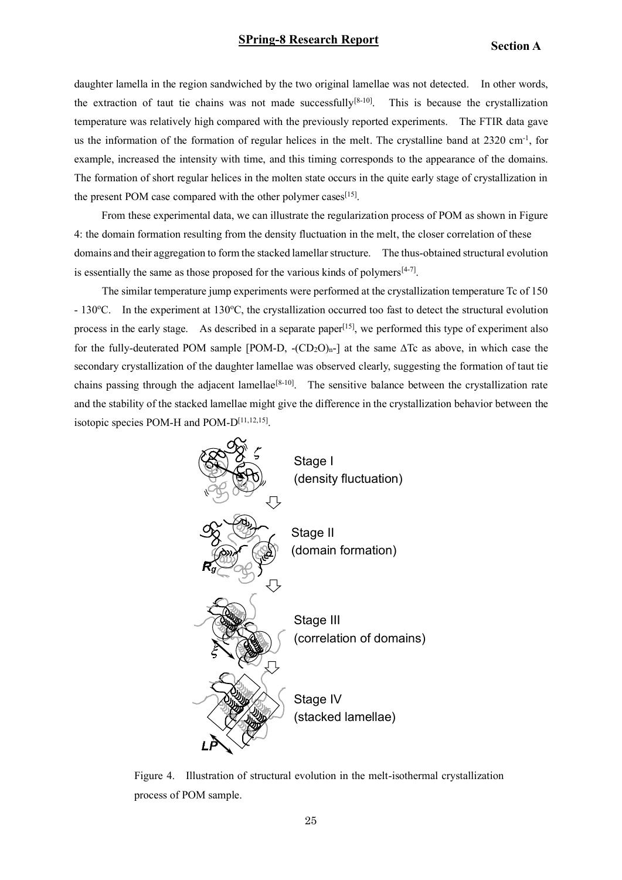daughter lamella in the region sandwiched by the two original lamellae was not detected. In other words, the extraction of taut tie chains was not made successfully[8-10]. This is because the crystallization temperature was relatively high compared with the previously reported experiments. The FTIR data gave us the information of the formation of regular helices in the melt. The crystalline band at 2320 cm$^{-1}$, for example, increased the intensity with time, and this timing corresponds to the appearance of the domains. The formation of short regular helices in the molten state occurs in the quite early stage of crystallization in the present POM case compared with the other polymer cases[15].

From these experimental data, we can illustrate the regularization process of POM as shown in Figure 4: the domain formation resulting from the density fluctuation in the melt, the closer correlation of these domains and their aggregation to form the stacked lamellar structure. The thus-obtained structural evolution is essentially the same as those proposed for the various kinds of polymers[4-7].

The similar temperature jump experiments were performed at the crystallization temperature Tc of 150 - 130ºC. In the experiment at 130ºC, the crystallization occurred too fast to detect the structural evolution process in the early stage. As described in a separate paper[15], we performed this type of experiment also for the fully-deuterated POM sample [POM-D, -$(CD_2O)_n$-] at the same ΔTc as above, in which case the secondary crystallization of the daughter lamellae was observed clearly, suggesting the formation of taut tie chains passing through the adjacent lamellae[8-10]. The sensitive balance between the crystallization rate and the stability of the stacked lamellae might give the difference in the crystallization behavior between the isotopic species POM-H and POM-D[11,12,15].

Stage I (density fluctuation)

Stage II (domain formation)

Stage III (correlation of domains)

Stage IV (stacked lamellae)

Figure 4. Illustration of structural evolution in the melt-isothermal crystallization process of POM sample.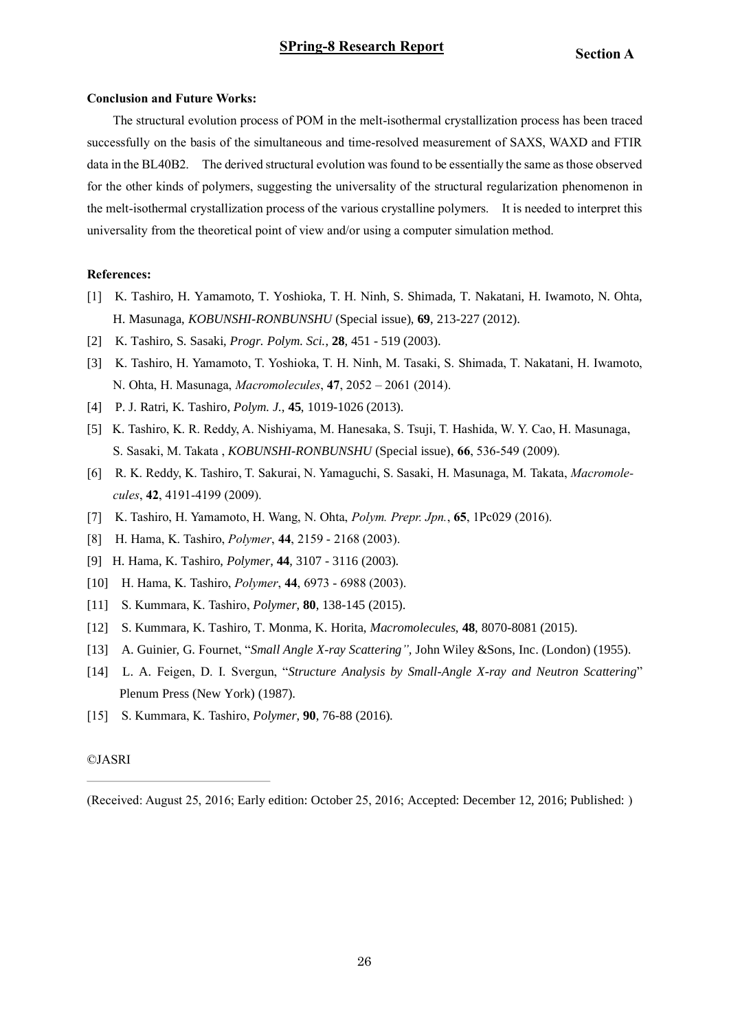**Conclusion and Future Works:**

The structural evolution process of POM in the melt-isothermal crystallization process has been traced successfully on the basis of the simultaneous and time-resolved measurement of SAXS, WAXD and FTIR data in the BL40B2. The derived structural evolution was found to be essentially the same as those observed for the other kinds of polymers, suggesting the universality of the structural regularization phenomenon in the melt-isothermal crystallization process of the various crystalline polymers. It is needed to interpret this universality from the theoretical point of view and/or using a computer simulation method.

**References:**

[1] K. Tashiro, H. Yamamoto, T. Yoshioka, T. H. Ninh, S. Shimada, T. Nakatani, H. Iwamoto, N. Ohta, H. Masunaga, *KOBUNSHI-RONBUNSHU* (Special issue), **69**, 213-227 (2012).

[2] K. Tashiro, S. Sasaki, *Progr. Polym. Sci.*, **28**, 451 - 519 (2003).

[3] K. Tashiro, H. Yamamoto, T. Yoshioka, T. H. Ninh, M. Tasaki, S. Shimada, T. Nakatani, H. Iwamoto, N. Ohta, H. Masunaga, *Macromolecules*, **47**, 2052 – 2061 (2014).

[4] P. J. Ratri, K. Tashiro, *Polym. J.*, **45**, 1019-1026 (2013).

[5] K. Tashiro, K. R. Reddy, A. Nishiyama, M. Hanesaka, S. Tsuji, T. Hashida, W. Y. Cao, H. Masunaga, S. Sasaki, M. Takata , *KOBUNSHI-RONBUNSHU* (Special issue), **66**, 536-549 (2009).

[6] R. K. Reddy, K. Tashiro, T. Sakurai, N. Yamaguchi, S. Sasaki, H. Masunaga, M. Takata, *Macromolecules*, **42**, 4191-4199 (2009).

[7] K. Tashiro, H. Yamamoto, H. Wang, N. Ohta, *Polym. Prepr. Jpn.*, **65**, 1Pc029 (2016).

[8] H. Hama, K. Tashiro, *Polymer*, **44**, 2159 - 2168 (2003).

[9] H. Hama, K. Tashiro, *Polymer*, **44**, 3107 - 3116 (2003).

[10] H. Hama, K. Tashiro, *Polymer*, **44**, 6973 - 6988 (2003).

[11] S. Kummara, K. Tashiro, *Polymer*, **80**, 138-145 (2015).

[12] S. Kummara, K. Tashiro, T. Monma, K. Horita, *Macromolecules*, **48**, 8070-8081 (2015).

[13] A. Guinier, G. Fournet, "*Small Angle X-ray Scattering",* John Wiley &Sons, Inc. (London) (1955).

[14] L. A. Feigen, D. I. Svergun, "*Structure Analysis by Small-Angle X-ray and Neutron Scattering*" Plenum Press (New York) (1987).

[15] S. Kummara, K. Tashiro, *Polymer*, **90**, 76-88 (2016).

©JASRI

(Received: August 25, 2016; Early edition: October 25, 2016; Accepted: December 12, 2016; Published: )